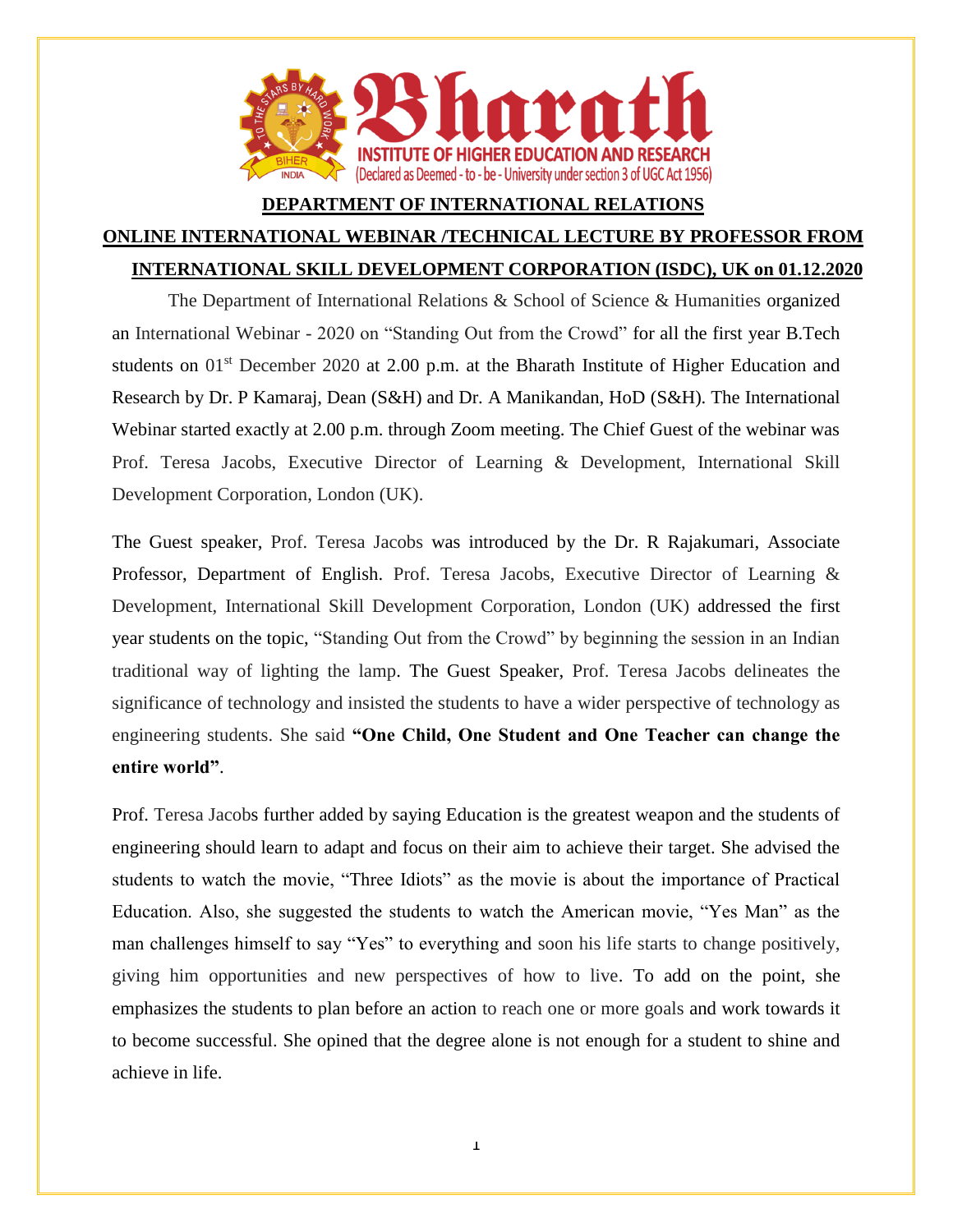# Bharath INSTITUTE OF HIGHER EDUCATION AND RESEARCH

(Declared as Deemed - to - be - University under section 3 of UGC Act 1956)

## DEPARTMENT OF INTERNATIONAL RELATIONS

## ONLINE INTERNATIONAL WEBINAR /TECHNICAL LECTURE BY PROFESSOR FROM INTERNATIONAL SKILL DEVELOPMENT CORPORATION (ISDC), UK on 01.12.2020

The Department of International Relations & School of Science & Humanities organized an International Webinar - 2020 on "Standing Out from the Crowd" for all the first year B.Tech students on 01st December 2020 at 2.00 p.m. at the Bharath Institute of Higher Education and Research by Dr. P Kamaraj, Dean (S&H) and Dr. A Manikandan, HoD (S&H). The International Webinar started exactly at 2.00 p.m. through Zoom meeting. The Chief Guest of the webinar was Prof. Teresa Jacobs, Executive Director of Learning & Development, International Skill Development Corporation, London (UK).

The Guest speaker, Prof. Teresa Jacobs was introduced by the Dr. R Rajakumari, Associate Professor, Department of English. Prof. Teresa Jacobs, Executive Director of Learning & Development, International Skill Development Corporation, London (UK) addressed the first year students on the topic, "Standing Out from the Crowd" by beginning the session in an Indian traditional way of lighting the lamp. The Guest Speaker, Prof. Teresa Jacobs delineates the significance of technology and insisted the students to have a wider perspective of technology as engineering students. She said **"One Child, One Student and One Teacher can change the entire world"**.

Prof. Teresa Jacobs further added by saying Education is the greatest weapon and the students of engineering should learn to adapt and focus on their aim to achieve their target. She advised the students to watch the movie, "Three Idiots" as the movie is about the importance of Practical Education. Also, she suggested the students to watch the American movie, "Yes Man" as the man challenges himself to say "Yes" to everything and soon his life starts to change positively, giving him opportunities and new perspectives of how to live. To add on the point, she emphasizes the students to plan before an action to reach one or more goals and work towards it to become successful. She opined that the degree alone is not enough for a student to shine and achieve in life.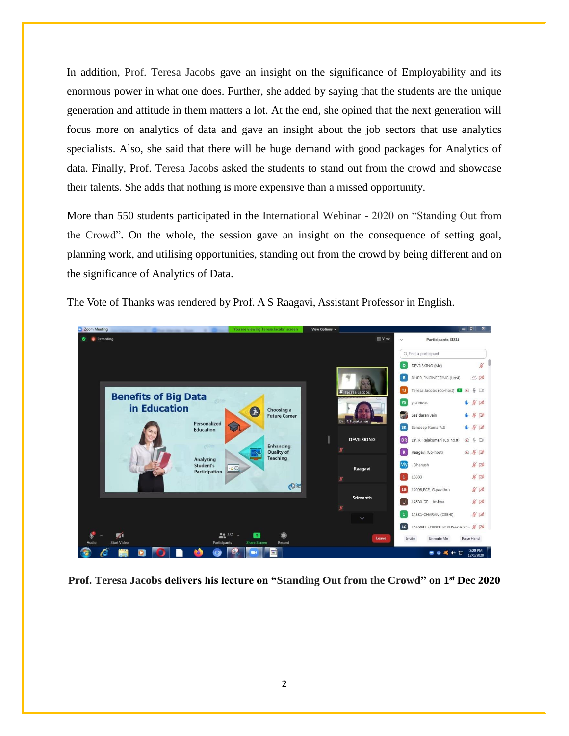In addition, Prof. Teresa Jacobs gave an insight on the significance of Employability and its enormous power in what one does. Further, she added by saying that the students are the unique generation and attitude in them matters a lot. At the end, she opined that the next generation will focus more on analytics of data and gave an insight about the job sectors that use analytics specialists. Also, she said that there will be huge demand with good packages for Analytics of data. Finally, Prof. Teresa Jacobs asked the students to stand out from the crowd and showcase their talents. She adds that nothing is more expensive than a missed opportunity.

More than 550 students participated in the International Webinar - 2020 on "Standing Out from the Crowd". On the whole, the session gave an insight on the consequence of setting goal, planning work, and utilising opportunities, standing out from the crowd by being different and on the significance of Analytics of Data.

The Vote of Thanks was rendered by Prof. A S Raagavi, Assistant Professor in English.

**Prof. Teresa Jacobs delivers his lecture on "Standing Out from the Crowd" on 1st Dec 2020**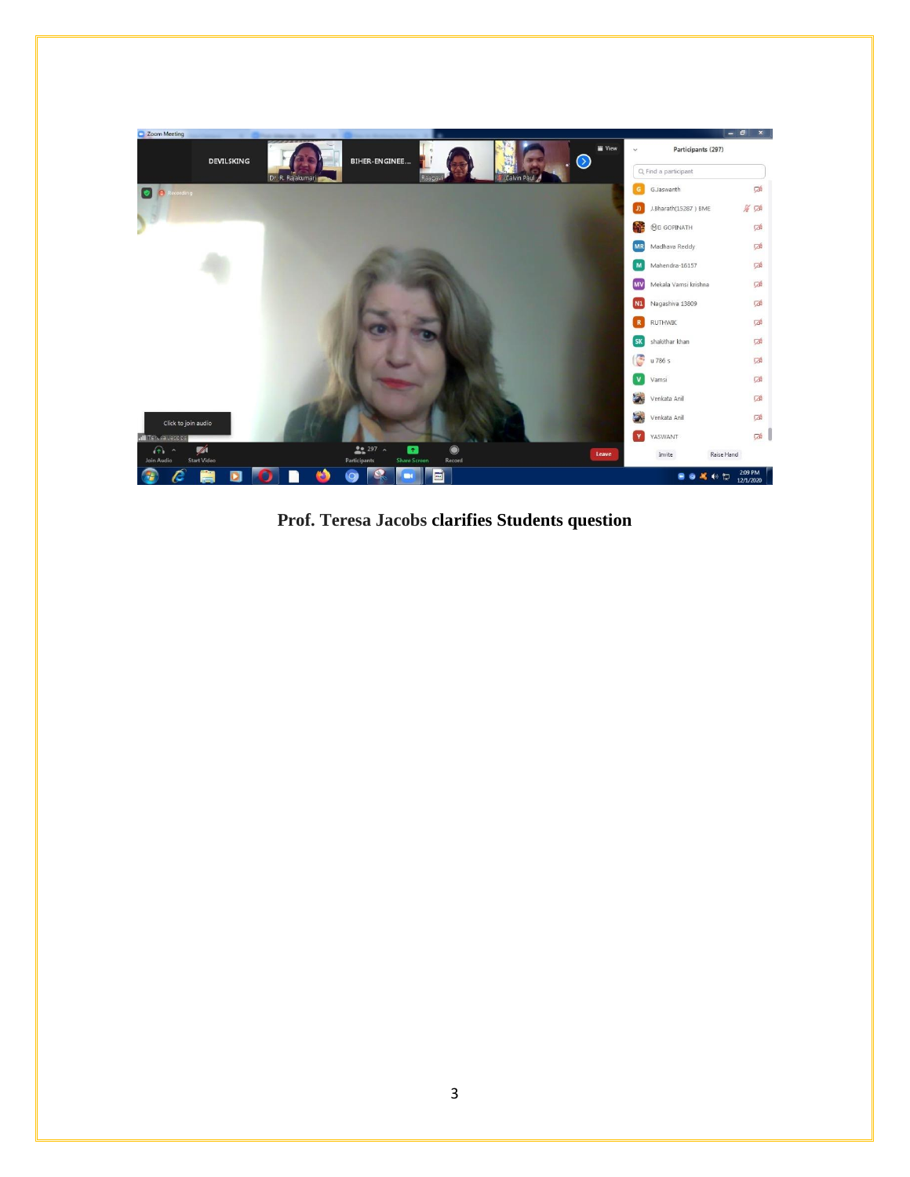**Prof. Teresa Jacobs clarifies Students question**